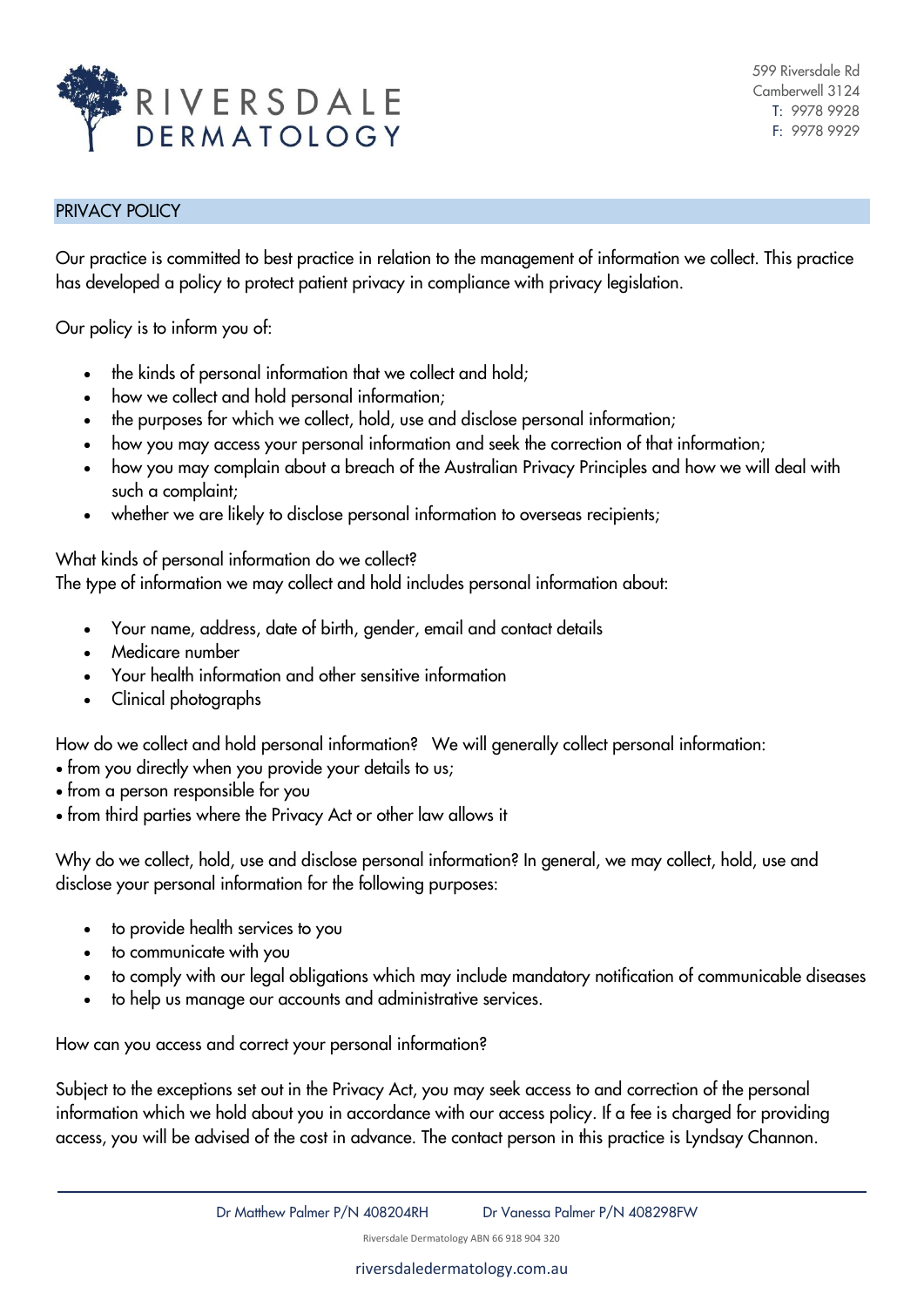599 Riversdale Rd
Camberwell 3124
T: 9978 9928
F: 9978 9929

## PRIVACY POLICY

Our practice is committed to best practice in relation to the management of information we collect. This practice has developed a policy to protect patient privacy in compliance with privacy legislation.

Our policy is to inform you of:

- the kinds of personal information that we collect and hold;
- how we collect and hold personal information;
- the purposes for which we collect, hold, use and disclose personal information;
- how you may access your personal information and seek the correction of that information;
- how you may complain about a breach of the Australian Privacy Principles and how we will deal with such a complaint;
- whether we are likely to disclose personal information to overseas recipients;

What kinds of personal information do we collect?
The type of information we may collect and hold includes personal information about:

- Your name, address, date of birth, gender, email and contact details
- Medicare number
- Your health information and other sensitive information
- Clinical photographs

How do we collect and hold personal information? We will generally collect personal information:
- from you directly when you provide your details to us;
- from a person responsible for you
- from third parties where the Privacy Act or other law allows it

Why do we collect, hold, use and disclose personal information? In general, we may collect, hold, use and disclose your personal information for the following purposes:

- to provide health services to you
- to communicate with you
- to comply with our legal obligations which may include mandatory notification of communicable diseases
- to help us manage our accounts and administrative services.

How can you access and correct your personal information?

Subject to the exceptions set out in the Privacy Act, you may seek access to and correction of the personal information which we hold about you in accordance with our access policy. If a fee is charged for providing access, you will be advised of the cost in advance. The contact person in this practice is Lyndsay Channon.

Dr Matthew Palmer P/N 408204RH    Dr Vanessa Palmer P/N 408298FW

Riversdale Dermatology ABN 66 918 904 320

riversdaledermatology.com.au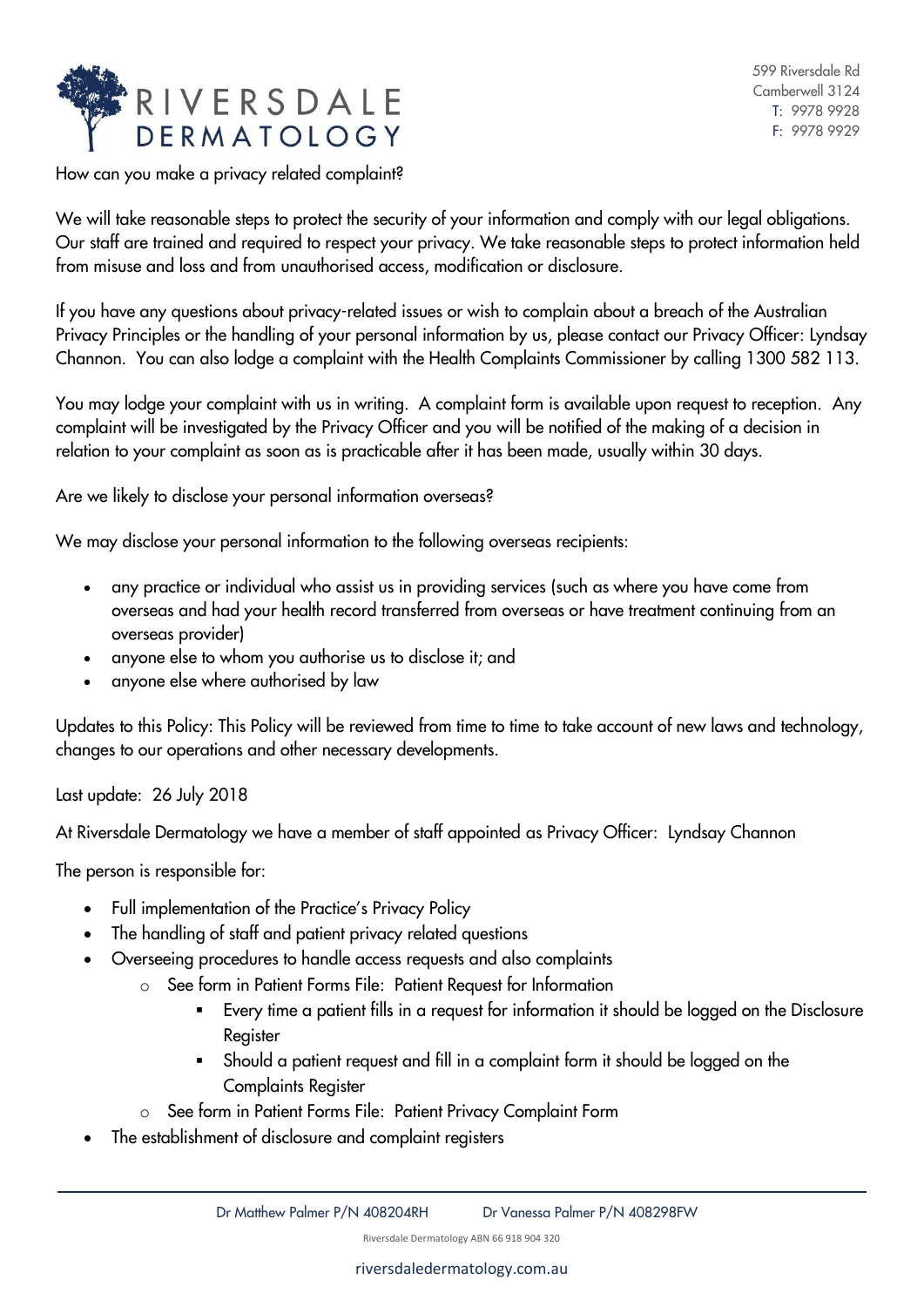How can you make a privacy related complaint?

We will take reasonable steps to protect the security of your information and comply with our legal obligations. Our staff are trained and required to respect your privacy. We take reasonable steps to protect information held from misuse and loss and from unauthorised access, modification or disclosure.

If you have any questions about privacy-related issues or wish to complain about a breach of the Australian Privacy Principles or the handling of your personal information by us, please contact our Privacy Officer: Lyndsay Channon. You can also lodge a complaint with the Health Complaints Commissioner by calling 1300 582 113.

You may lodge your complaint with us in writing. A complaint form is available upon request to reception. Any complaint will be investigated by the Privacy Officer and you will be notified of the making of a decision in relation to your complaint as soon as is practicable after it has been made, usually within 30 days.

Are we likely to disclose your personal information overseas?

We may disclose your personal information to the following overseas recipients:

- any practice or individual who assist us in providing services (such as where you have come from overseas and had your health record transferred from overseas or have treatment continuing from an overseas provider)
- anyone else to whom you authorise us to disclose it; and
- anyone else where authorised by law

Updates to this Policy: This Policy will be reviewed from time to time to take account of new laws and technology, changes to our operations and other necessary developments.

Last update: 26 July 2018

At Riversdale Dermatology we have a member of staff appointed as Privacy Officer: Lyndsay Channon

The person is responsible for:

- Full implementation of the Practice's Privacy Policy
- The handling of staff and patient privacy related questions
- Overseeing procedures to handle access requests and also complaints
  - See form in Patient Forms File: Patient Request for Information
    - Every time a patient fills in a request for information it should be logged on the Disclosure Register
    - Should a patient request and fill in a complaint form it should be logged on the Complaints Register
  - See form in Patient Forms File: Patient Privacy Complaint Form
- The establishment of disclosure and complaint registers